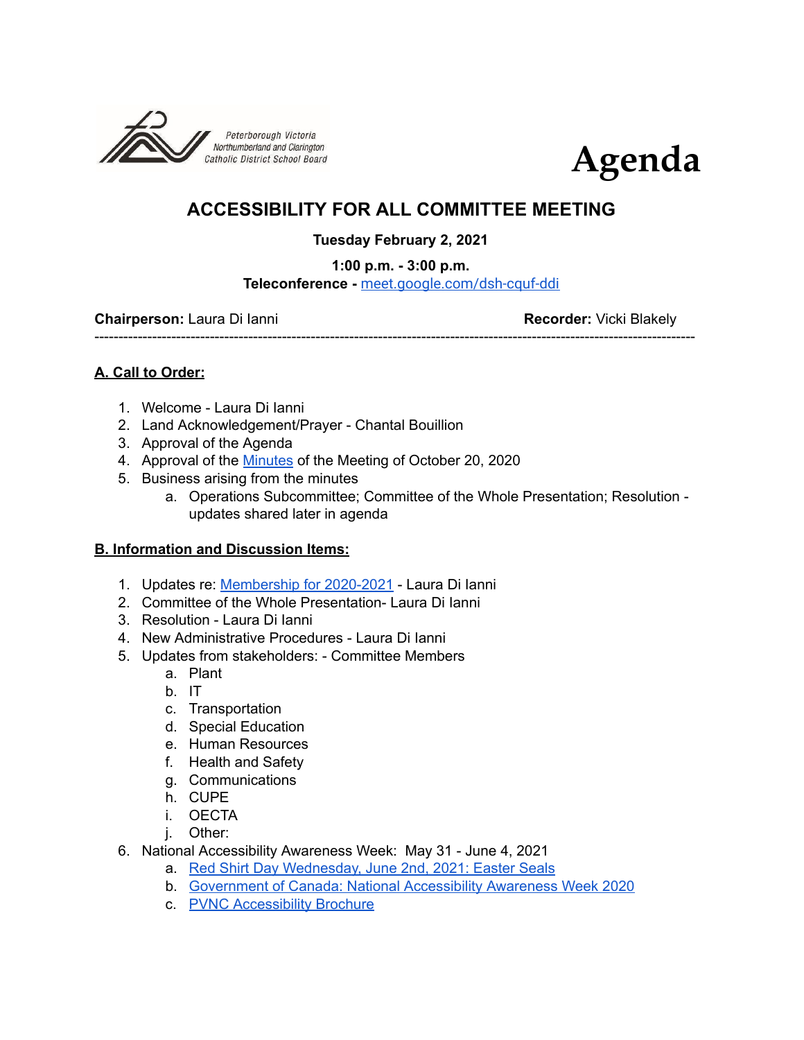Peterborough Victoria Northumberland and Clarington Catholic District School Board

# Agenda

## ACCESSIBILITY FOR ALL COMMITTEE MEETING

**Tuesday February 2, 2021**

**1:00 p.m. - 3:00 p.m.**

**Teleconference -** meet.google.com/dsh-cquf-ddi

**Chairperson:** Laura Di Ianni **Recorder:** Vicki Blakely

---

### A. Call to Order:

1. Welcome - Laura Di Ianni
2. Land Acknowledgement/Prayer - Chantal Bouillion
3. Approval of the Agenda
4. Approval of the Minutes of the Meeting of October 20, 2020
5. Business arising from the minutes
   a. Operations Subcommittee; Committee of the Whole Presentation; Resolution - updates shared later in agenda

### B. Information and Discussion Items:

1. Updates re: Membership for 2020-2021 - Laura Di Ianni
2. Committee of the Whole Presentation- Laura Di Ianni
3. Resolution - Laura Di Ianni
4. New Administrative Procedures - Laura Di Ianni
5. Updates from stakeholders: - Committee Members
   a. Plant
   b. IT
   c. Transportation
   d. Special Education
   e. Human Resources
   f. Health and Safety
   g. Communications
   h. CUPE
   i. OECTA
   j. Other:
6. National Accessibility Awareness Week: May 31 - June 4, 2021
   a. Red Shirt Day Wednesday, June 2nd, 2021: Easter Seals
   b. Government of Canada: National Accessibility Awareness Week 2020
   c. PVNC Accessibility Brochure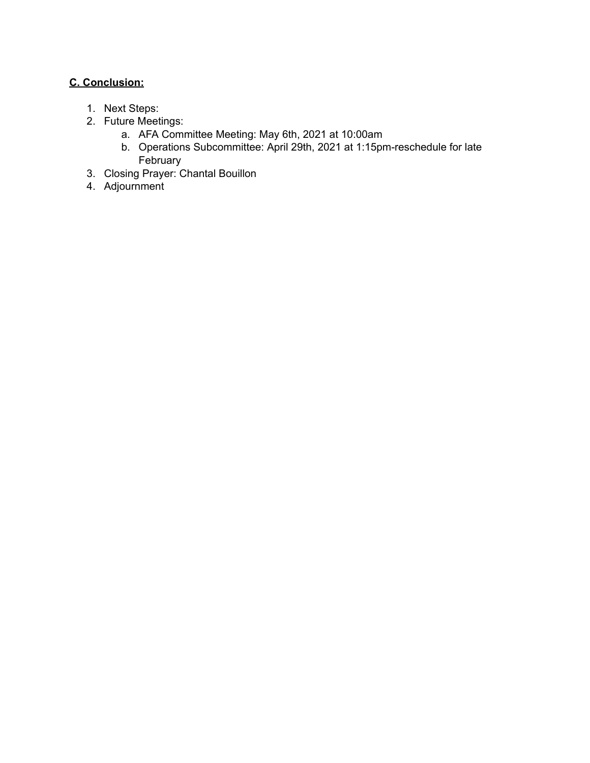**C. Conclusion:**

1. Next Steps:
2. Future Meetings:
    a. AFA Committee Meeting: May 6th, 2021 at 10:00am
    b. Operations Subcommittee: April 29th, 2021 at 1:15pm-reschedule for late February
3. Closing Prayer: Chantal Bouillon
4. Adjournment